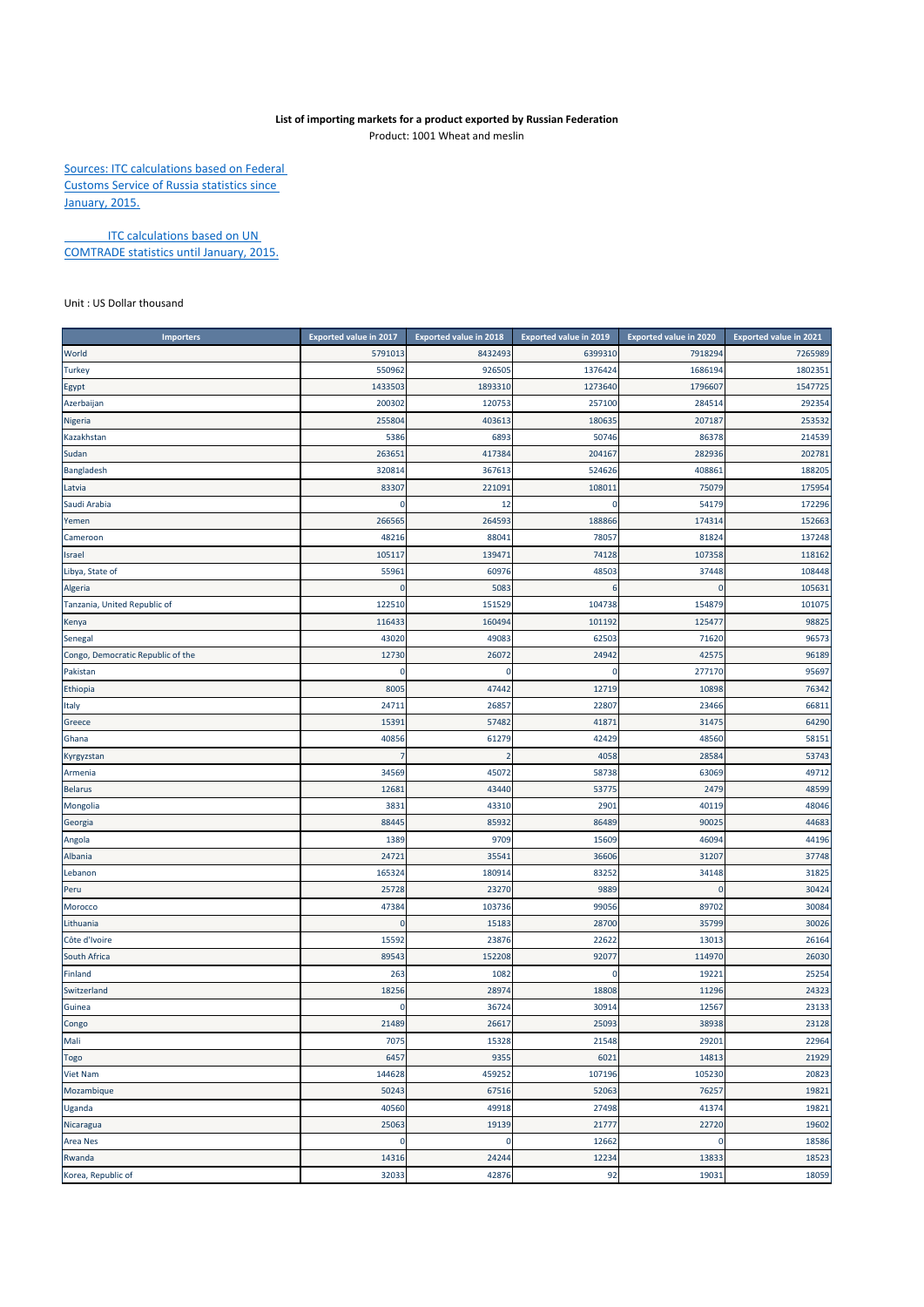**List of importing markets for a product exported by Russian Federation**

Product: 1001 Wheat and meslin

Sources: ITC calculations based on Federal Customs Service of Russia statistics since January, 2015.

ITC calculations based on UN COMTRADE statistics until January, 2015.

Unit : US Dollar thousand

| Importers | Exported value in 2017 | Exported value in 2018 | Exported value in 2019 | Exported value in 2020 | Exported value in 2021 |
|---|---|---|---|---|---|
| World | 5791013 | 8432493 | 6399310 | 7918294 | 7265989 |
| Turkey | 550962 | 926505 | 1376424 | 1686194 | 1802351 |
| Egypt | 1433503 | 1893310 | 1273640 | 1796607 | 1547725 |
| Azerbaijan | 200302 | 120753 | 257100 | 284514 | 292354 |
| Nigeria | 255804 | 403613 | 180635 | 207187 | 253532 |
| Kazakhstan | 5386 | 6893 | 50746 | 86378 | 214539 |
| Sudan | 263651 | 417384 | 204167 | 282936 | 202781 |
| Bangladesh | 320814 | 367613 | 524626 | 408861 | 188205 |
| Latvia | 83307 | 221091 | 108011 | 75079 | 175954 |
| Saudi Arabia | 0 | 12 | 0 | 54179 | 172296 |
| Yemen | 266565 | 264593 | 188866 | 174314 | 152663 |
| Cameroon | 48216 | 88041 | 78057 | 81824 | 137248 |
| Israel | 105117 | 139471 | 74128 | 107358 | 118162 |
| Libya, State of | 55961 | 60976 | 48503 | 37448 | 108448 |
| Algeria | 0 | 5083 | 6 | 0 | 105631 |
| Tanzania, United Republic of | 122510 | 151529 | 104738 | 154879 | 101075 |
| Kenya | 116433 | 160494 | 101192 | 125477 | 98825 |
| Senegal | 43020 | 49083 | 62503 | 71620 | 96573 |
| Congo, Democratic Republic of the | 12730 | 26072 | 24942 | 42575 | 96189 |
| Pakistan | 0 | 0 | 0 | 277170 | 95697 |
| Ethiopia | 8005 | 47442 | 12719 | 10898 | 76342 |
| Italy | 24711 | 26857 | 22807 | 23466 | 66811 |
| Greece | 15391 | 57482 | 41871 | 31475 | 64290 |
| Ghana | 40856 | 61279 | 42429 | 48560 | 58151 |
| Kyrgyzstan | 7 | 2 | 4058 | 28584 | 53743 |
| Armenia | 34569 | 45072 | 58738 | 63069 | 49712 |
| Belarus | 12681 | 43440 | 53775 | 2479 | 48599 |
| Mongolia | 3831 | 43310 | 2901 | 40119 | 48046 |
| Georgia | 88445 | 85932 | 86489 | 90025 | 44683 |
| Angola | 1389 | 9709 | 15609 | 46094 | 44196 |
| Albania | 24721 | 35541 | 36606 | 31207 | 37748 |
| Lebanon | 165324 | 180914 | 83252 | 34148 | 31825 |
| Peru | 25728 | 23270 | 9889 | 0 | 30424 |
| Morocco | 47384 | 103736 | 99056 | 89702 | 30084 |
| Lithuania | 0 | 15183 | 28700 | 35799 | 30026 |
| Côte d'Ivoire | 15592 | 23876 | 22622 | 13013 | 26164 |
| South Africa | 89543 | 152208 | 92077 | 114970 | 26030 |
| Finland | 263 | 1082 | 0 | 19221 | 25254 |
| Switzerland | 18256 | 28974 | 18808 | 11296 | 24323 |
| Guinea | 0 | 36724 | 30914 | 12567 | 23133 |
| Congo | 21489 | 26617 | 25093 | 38938 | 23128 |
| Mali | 7075 | 15328 | 21548 | 29201 | 22964 |
| Togo | 6457 | 9355 | 6021 | 14813 | 21929 |
| Viet Nam | 144628 | 459252 | 107196 | 105230 | 20823 |
| Mozambique | 50243 | 67516 | 52063 | 76257 | 19821 |
| Uganda | 40560 | 49918 | 27498 | 41374 | 19821 |
| Nicaragua | 25063 | 19139 | 21777 | 22720 | 19602 |
| Area Nes | 0 | 0 | 12662 | 0 | 18586 |
| Rwanda | 14316 | 24244 | 12234 | 13833 | 18523 |
| Korea, Republic of | 32033 | 42876 | 92 | 19031 | 18059 |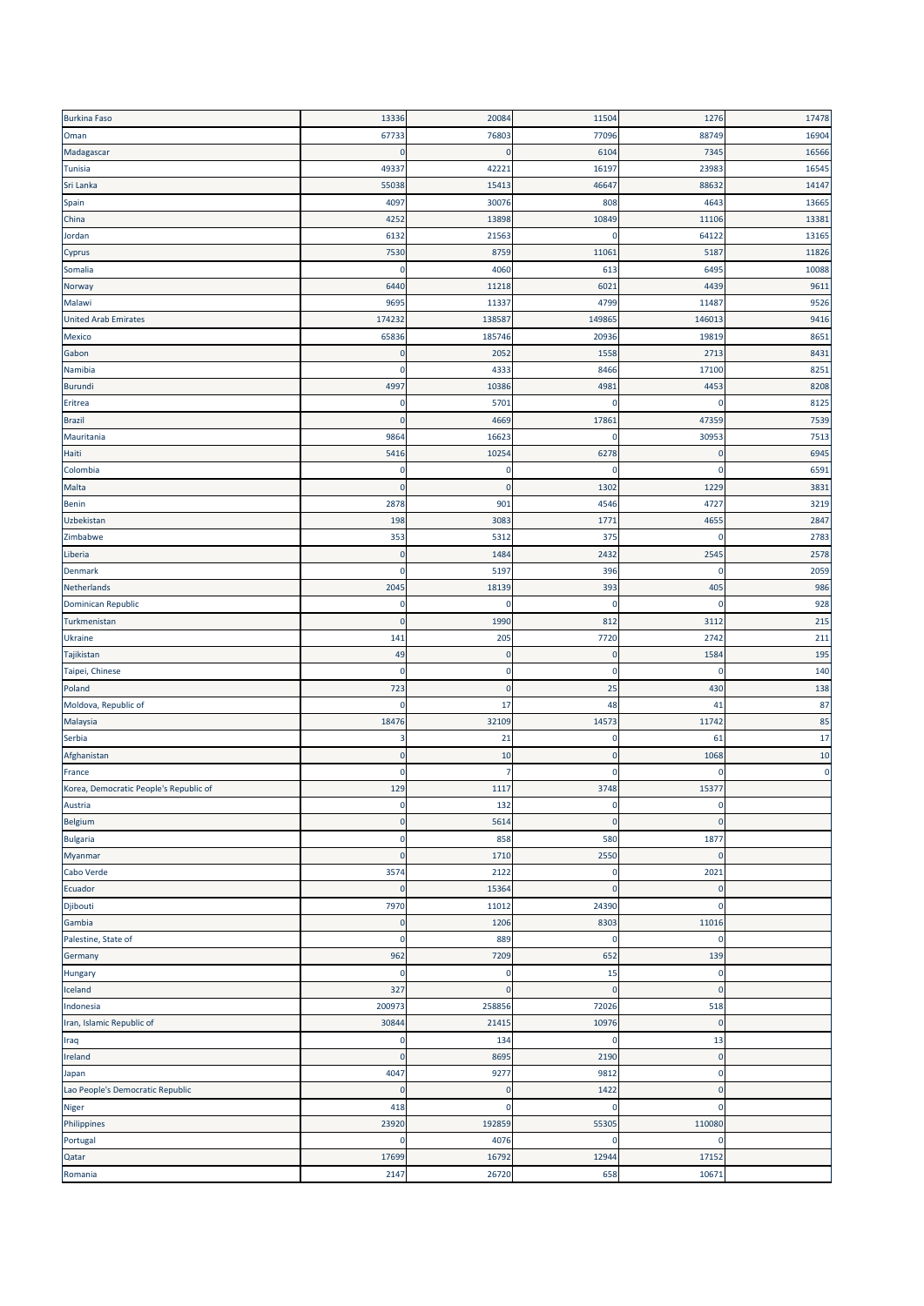| | | | | | |
|---|---|---|---|---|---|
| Burkina Faso | 13336 | 20084 | 11504 | 1276 | 17478 |
| Oman | 67733 | 76803 | 77096 | 88749 | 16904 |
| Madagascar | 0 | 0 | 6104 | 7345 | 16566 |
| Tunisia | 49337 | 42221 | 16197 | 23983 | 16545 |
| Sri Lanka | 55038 | 15413 | 46647 | 88632 | 14147 |
| Spain | 4097 | 30076 | 808 | 4643 | 13665 |
| China | 4252 | 13898 | 10849 | 11106 | 13381 |
| Jordan | 6132 | 21563 | 0 | 64122 | 13165 |
| Cyprus | 7530 | 8759 | 11061 | 5187 | 11826 |
| Somalia | 0 | 4060 | 613 | 6495 | 10088 |
| Norway | 6440 | 11218 | 6021 | 4439 | 9611 |
| Malawi | 9695 | 11337 | 4799 | 11487 | 9526 |
| United Arab Emirates | 174232 | 138587 | 149865 | 146013 | 9416 |
| Mexico | 65836 | 185746 | 20936 | 19819 | 8651 |
| Gabon | 0 | 2052 | 1558 | 2713 | 8431 |
| Namibia | 0 | 4333 | 8466 | 17100 | 8251 |
| Burundi | 4997 | 10386 | 4981 | 4453 | 8208 |
| Eritrea | 0 | 5701 | 0 | 0 | 8125 |
| Brazil | 0 | 4669 | 17861 | 47359 | 7539 |
| Mauritania | 9864 | 16623 | 0 | 30953 | 7513 |
| Haiti | 5416 | 10254 | 6278 | 0 | 6945 |
| Colombia | 0 | 0 | 0 | 0 | 6591 |
| Malta | 0 | 0 | 1302 | 1229 | 3831 |
| Benin | 2878 | 901 | 4546 | 4727 | 3219 |
| Uzbekistan | 198 | 3083 | 1771 | 4655 | 2847 |
| Zimbabwe | 353 | 5312 | 375 | 0 | 2783 |
| Liberia | 0 | 1484 | 2432 | 2545 | 2578 |
| Denmark | 0 | 5197 | 396 | 0 | 2059 |
| Netherlands | 2045 | 18139 | 393 | 405 | 986 |
| Dominican Republic | 0 | 0 | 0 | 0 | 928 |
| Turkmenistan | 0 | 1990 | 812 | 3112 | 215 |
| Ukraine | 141 | 205 | 7720 | 2742 | 211 |
| Tajikistan | 49 | 0 | 0 | 1584 | 195 |
| Taipei, Chinese | 0 | 0 | 0 | 0 | 140 |
| Poland | 723 | 0 | 25 | 430 | 138 |
| Moldova, Republic of | 0 | 17 | 48 | 41 | 87 |
| Malaysia | 18476 | 32109 | 14573 | 11742 | 85 |
| Serbia | 3 | 21 | 0 | 61 | 17 |
| Afghanistan | 0 | 10 | 0 | 1068 | 10 |
| France | 0 | 7 | 0 | 0 | 0 |
| Korea, Democratic People's Republic of | 129 | 1117 | 3748 | 15377 | |
| Austria | 0 | 132 | 0 | 0 | |
| Belgium | 0 | 5614 | 0 | 0 | |
| Bulgaria | 0 | 858 | 580 | 1877 | |
| Myanmar | 0 | 1710 | 2550 | 0 | |
| Cabo Verde | 3574 | 2122 | 0 | 2021 | |
| Ecuador | 0 | 15364 | 0 | 0 | |
| Djibouti | 7970 | 11012 | 24390 | 0 | |
| Gambia | 0 | 1206 | 8303 | 11016 | |
| Palestine, State of | 0 | 889 | 0 | 0 | |
| Germany | 962 | 7209 | 652 | 139 | |
| Hungary | 0 | 0 | 15 | 0 | |
| Iceland | 327 | 0 | 0 | 0 | |
| Indonesia | 200973 | 258856 | 72026 | 518 | |
| Iran, Islamic Republic of | 30844 | 21415 | 10976 | 0 | |
| Iraq | 0 | 134 | 0 | 13 | |
| Ireland | 0 | 8695 | 2190 | 0 | |
| Japan | 4047 | 9277 | 9812 | 0 | |
| Lao People's Democratic Republic | 0 | 0 | 1422 | 0 | |
| Niger | 418 | 0 | 0 | 0 | |
| Philippines | 23920 | 192859 | 55305 | 110080 | |
| Portugal | 0 | 4076 | 0 | 0 | |
| Qatar | 17699 | 16792 | 12944 | 17152 | |
| Romania | 2147 | 26720 | 658 | 10671 | |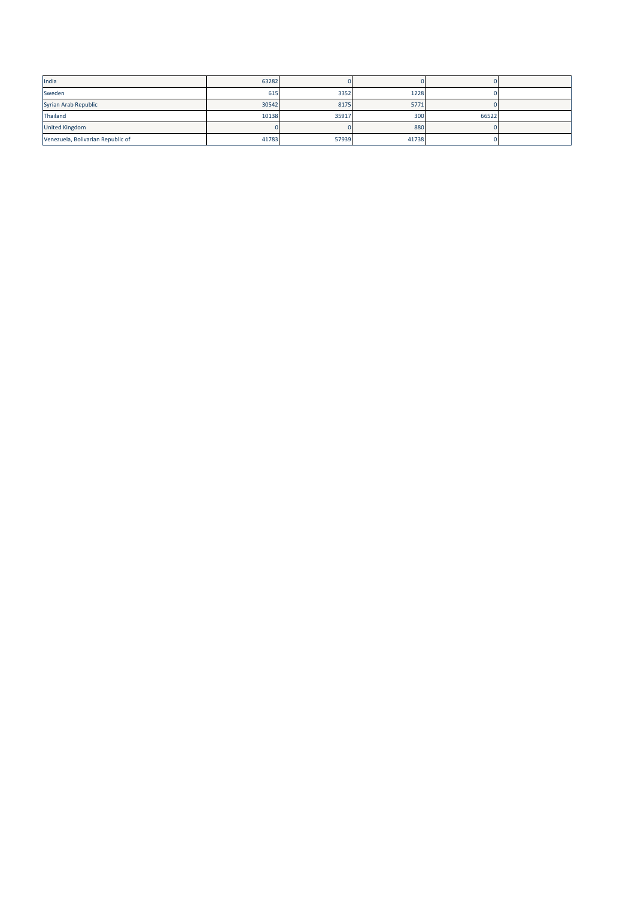| | | | | | |
|---|---|---|---|---|---|
| India | 63282 | 0 | 0 | 0 | |
| Sweden | 615 | 3352 | 1228 | 0 | |
| Syrian Arab Republic | 30542 | 8175 | 5771 | 0 | |
| Thailand | 10138 | 35917 | 300 | 66522 | |
| United Kingdom | 0 | 0 | 880 | 0 | |
| Venezuela, Bolivarian Republic of | 41783 | 57939 | 41738 | 0 | |